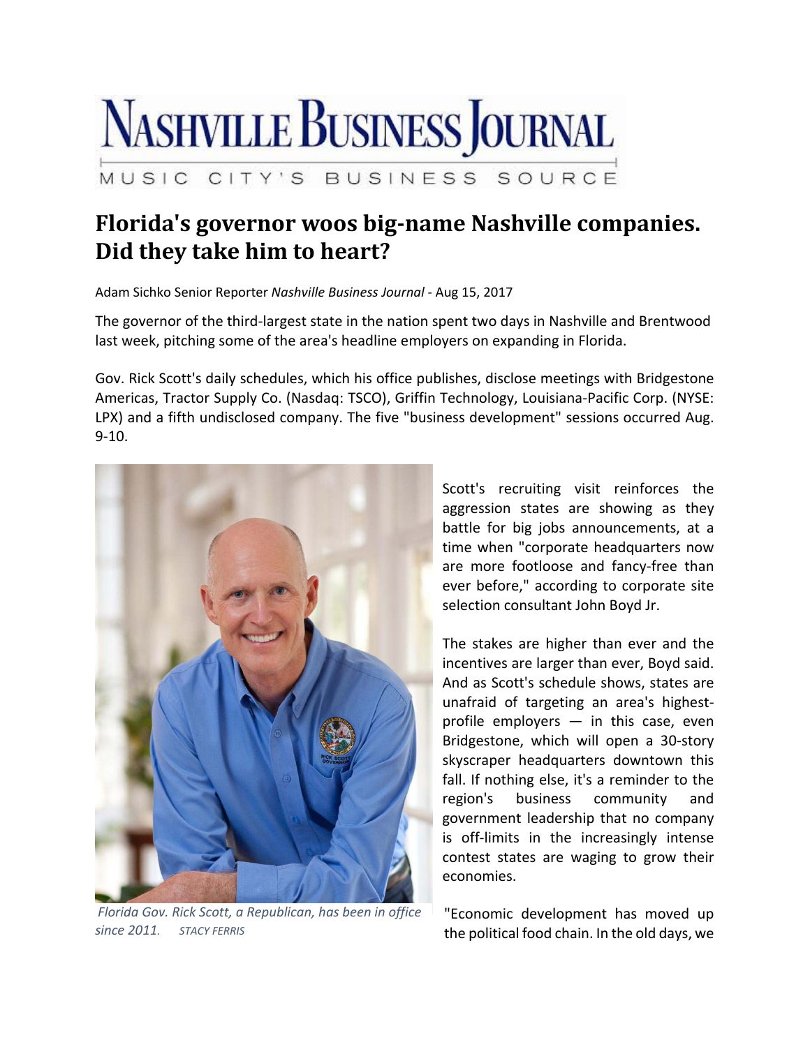# Nashville Business Journal

MUSIC CITY'S BUSINESS SOURCE

## Florida's governor woos big-name Nashville companies. Did they take him to heart?

Adam Sichko Senior Reporter *Nashville Business Journal* - Aug 15, 2017

The governor of the third-largest state in the nation spent two days in Nashville and Brentwood last week, pitching some of the area's headline employers on expanding in Florida.

Gov. Rick Scott's daily schedules, which his office publishes, disclose meetings with Bridgestone Americas, Tractor Supply Co. (Nasdaq: TSCO), Griffin Technology, Louisiana-Pacific Corp. (NYSE: LPX) and a fifth undisclosed company. The five "business development" sessions occurred Aug. 9-10.

*Florida Gov. Rick Scott, a Republican, has been in office since 2011.* STACY FERRIS

Scott's recruiting visit reinforces the aggression states are showing as they battle for big jobs announcements, at a time when "corporate headquarters now are more footloose and fancy-free than ever before," according to corporate site selection consultant John Boyd Jr.

The stakes are higher than ever and the incentives are larger than ever, Boyd said. And as Scott's schedule shows, states are unafraid of targeting an area's highest-profile employers — in this case, even Bridgestone, which will open a 30-story skyscraper headquarters downtown this fall. If nothing else, it's a reminder to the region's business community and government leadership that no company is off-limits in the increasingly intense contest states are waging to grow their economies.

"Economic development has moved up the political food chain. In the old days, we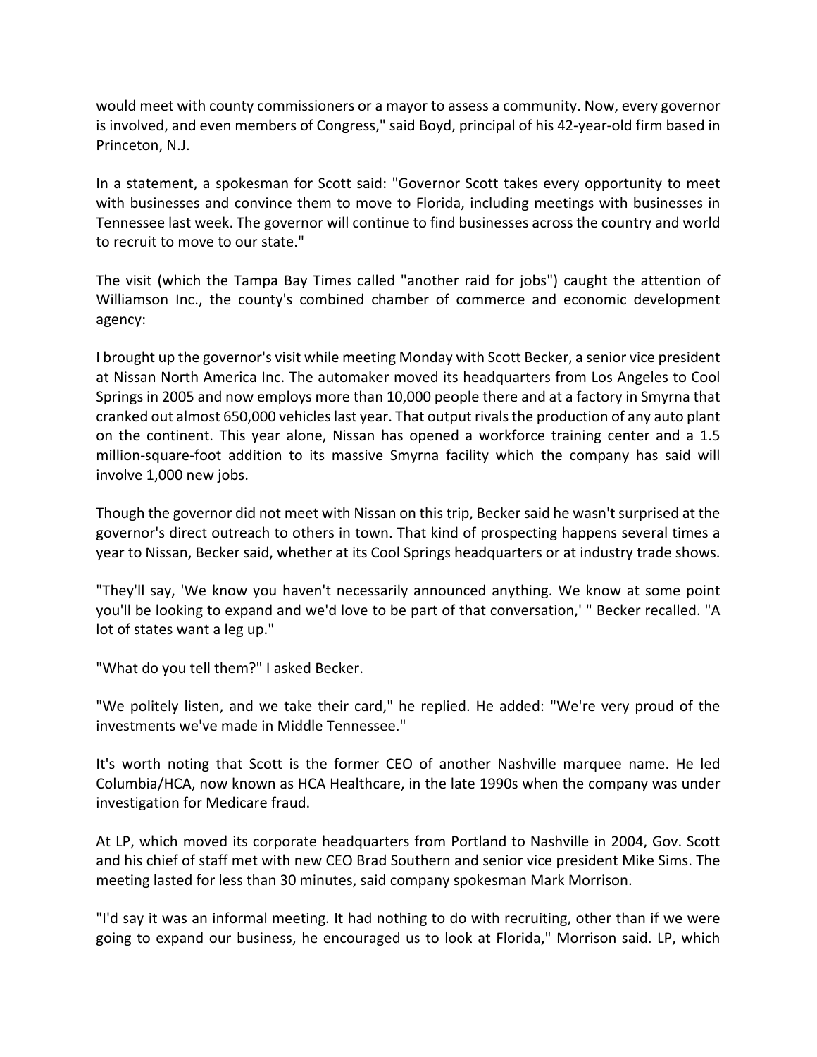would meet with county commissioners or a mayor to assess a community. Now, every governor is involved, and even members of Congress," said Boyd, principal of his 42-year-old firm based in Princeton, N.J.

In a statement, a spokesman for Scott said: "Governor Scott takes every opportunity to meet with businesses and convince them to move to Florida, including meetings with businesses in Tennessee last week. The governor will continue to find businesses across the country and world to recruit to move to our state."

The visit (which the Tampa Bay Times called "another raid for jobs") caught the attention of Williamson Inc., the county's combined chamber of commerce and economic development agency:

I brought up the governor's visit while meeting Monday with Scott Becker, a senior vice president at Nissan North America Inc. The automaker moved its headquarters from Los Angeles to Cool Springs in 2005 and now employs more than 10,000 people there and at a factory in Smyrna that cranked out almost 650,000 vehicles last year. That output rivals the production of any auto plant on the continent. This year alone, Nissan has opened a workforce training center and a 1.5 million-square-foot addition to its massive Smyrna facility which the company has said will involve 1,000 new jobs.

Though the governor did not meet with Nissan on this trip, Becker said he wasn't surprised at the governor's direct outreach to others in town. That kind of prospecting happens several times a year to Nissan, Becker said, whether at its Cool Springs headquarters or at industry trade shows.

"They'll say, 'We know you haven't necessarily announced anything. We know at some point you'll be looking to expand and we'd love to be part of that conversation,' " Becker recalled. "A lot of states want a leg up."

"What do you tell them?" I asked Becker.

"We politely listen, and we take their card," he replied. He added: "We're very proud of the investments we've made in Middle Tennessee."

It's worth noting that Scott is the former CEO of another Nashville marquee name. He led Columbia/HCA, now known as HCA Healthcare, in the late 1990s when the company was under investigation for Medicare fraud.

At LP, which moved its corporate headquarters from Portland to Nashville in 2004, Gov. Scott and his chief of staff met with new CEO Brad Southern and senior vice president Mike Sims. The meeting lasted for less than 30 minutes, said company spokesman Mark Morrison.

"I'd say it was an informal meeting. It had nothing to do with recruiting, other than if we were going to expand our business, he encouraged us to look at Florida," Morrison said. LP, which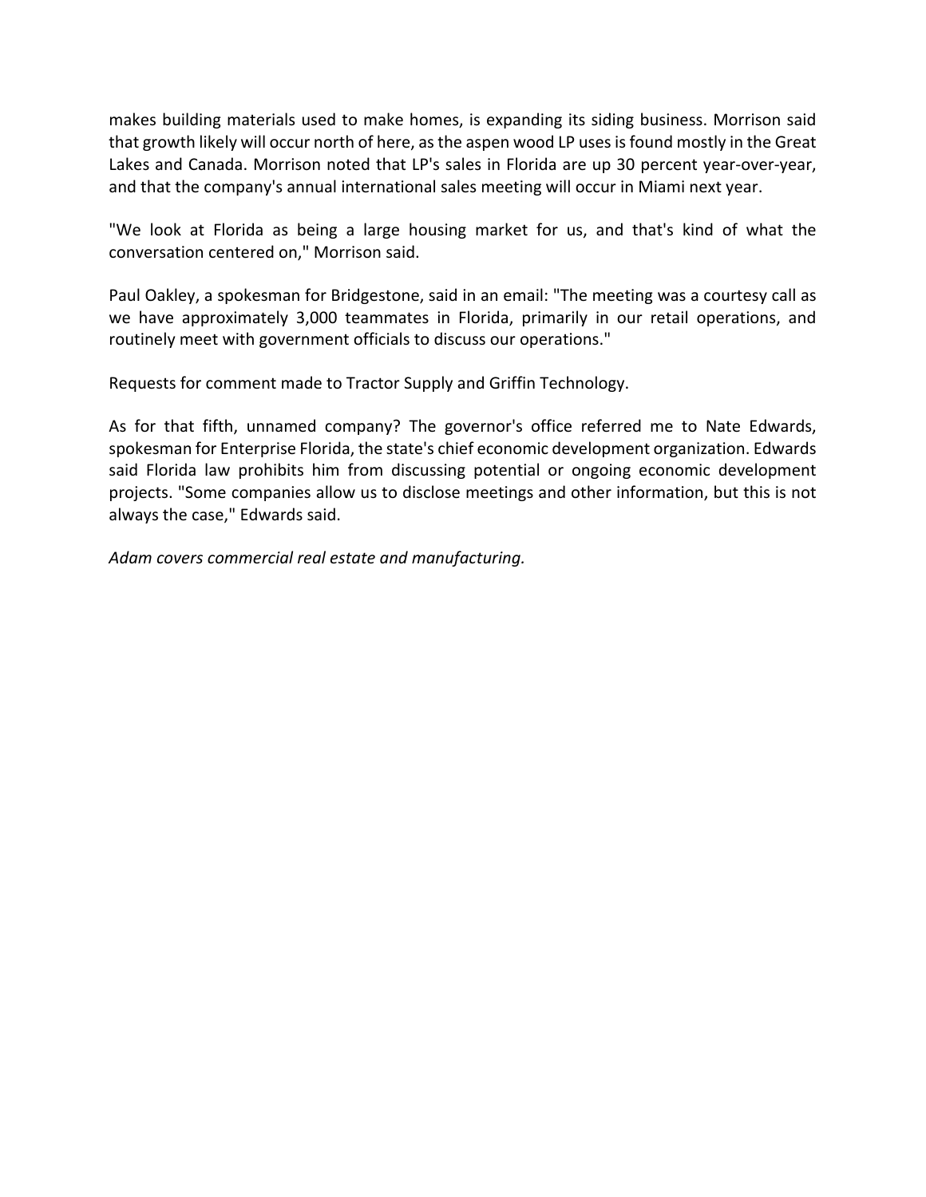makes building materials used to make homes, is expanding its siding business. Morrison said that growth likely will occur north of here, as the aspen wood LP uses is found mostly in the Great Lakes and Canada. Morrison noted that LP's sales in Florida are up 30 percent year-over-year, and that the company's annual international sales meeting will occur in Miami next year.

"We look at Florida as being a large housing market for us, and that's kind of what the conversation centered on," Morrison said.

Paul Oakley, a spokesman for Bridgestone, said in an email: "The meeting was a courtesy call as we have approximately 3,000 teammates in Florida, primarily in our retail operations, and routinely meet with government officials to discuss our operations."

Requests for comment made to Tractor Supply and Griffin Technology.

As for that fifth, unnamed company? The governor's office referred me to Nate Edwards, spokesman for Enterprise Florida, the state's chief economic development organization. Edwards said Florida law prohibits him from discussing potential or ongoing economic development projects. "Some companies allow us to disclose meetings and other information, but this is not always the case," Edwards said.

*Adam covers commercial real estate and manufacturing.*